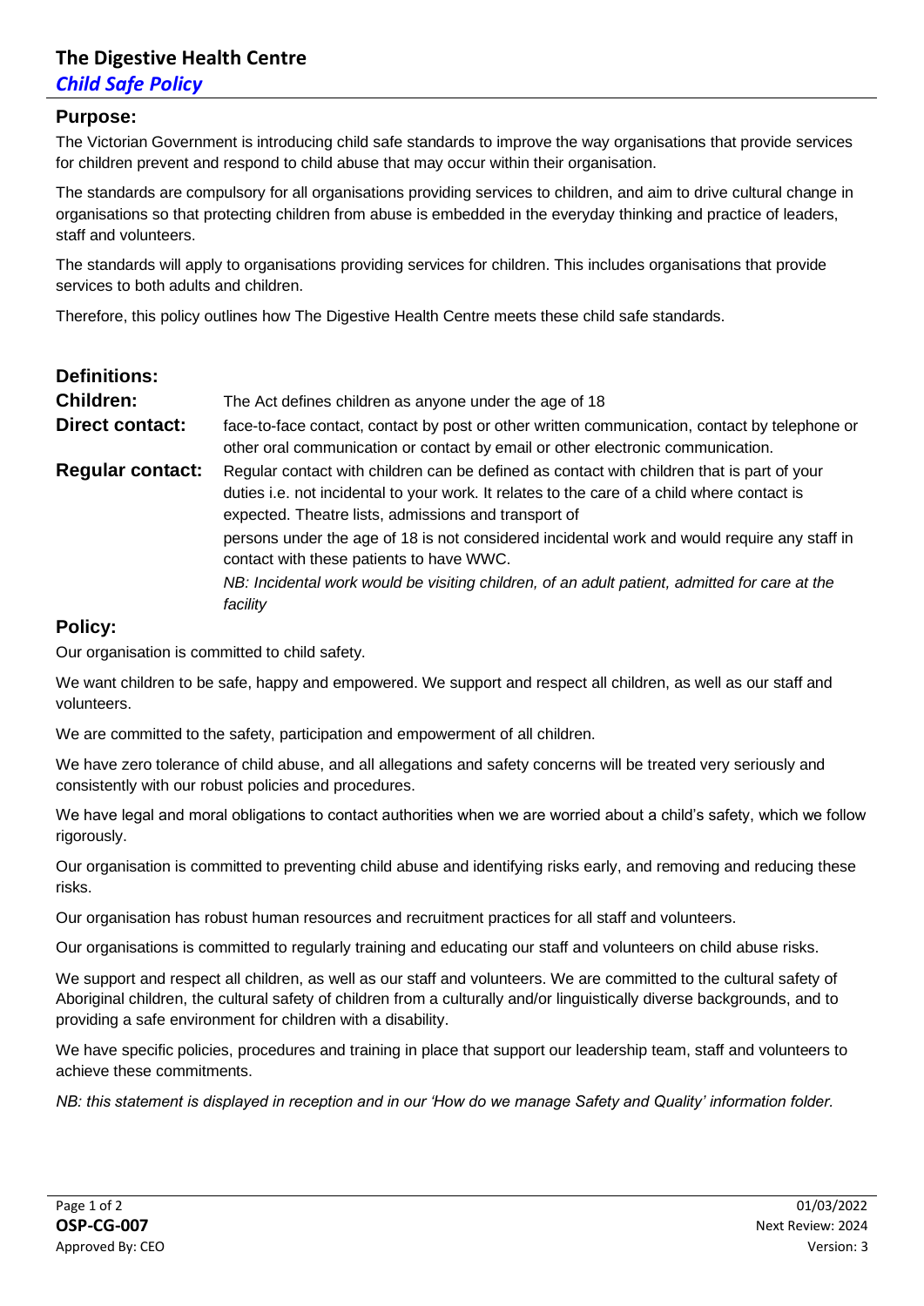# The Digestive Health Centre

## *Child Safe Policy*

### Purpose:

The Victorian Government is introducing child safe standards to improve the way organisations that provide services for children prevent and respond to child abuse that may occur within their organisation.

The standards are compulsory for all organisations providing services to children, and aim to drive cultural change in organisations so that protecting children from abuse is embedded in the everyday thinking and practice of leaders, staff and volunteers.

The standards will apply to organisations providing services for children. This includes organisations that provide services to both adults and children.

Therefore, this policy outlines how The Digestive Health Centre meets these child safe standards.

### Definitions:

**Children:** The Act defines children as anyone under the age of 18

**Direct contact:** face-to-face contact, contact by post or other written communication, contact by telephone or other oral communication or contact by email or other electronic communication.

**Regular contact:** Regular contact with children can be defined as contact with children that is part of your duties i.e. not incidental to your work. It relates to the care of a child where contact is expected. Theatre lists, admissions and transport of

persons under the age of 18 is not considered incidental work and would require any staff in contact with these patients to have WWC.

*NB: Incidental work would be visiting children, of an adult patient, admitted for care at the facility*

### Policy:

Our organisation is committed to child safety.

We want children to be safe, happy and empowered. We support and respect all children, as well as our staff and volunteers.

We are committed to the safety, participation and empowerment of all children.

We have zero tolerance of child abuse, and all allegations and safety concerns will be treated very seriously and consistently with our robust policies and procedures.

We have legal and moral obligations to contact authorities when we are worried about a child's safety, which we follow rigorously.

Our organisation is committed to preventing child abuse and identifying risks early, and removing and reducing these risks.

Our organisation has robust human resources and recruitment practices for all staff and volunteers.

Our organisations is committed to regularly training and educating our staff and volunteers on child abuse risks.

We support and respect all children, as well as our staff and volunteers. We are committed to the cultural safety of Aboriginal children, the cultural safety of children from a culturally and/or linguistically diverse backgrounds, and to providing a safe environment for children with a disability.

We have specific policies, procedures and training in place that support our leadership team, staff and volunteers to achieve these commitments.

*NB: this statement is displayed in reception and in our 'How do we manage Safety and Quality' information folder.*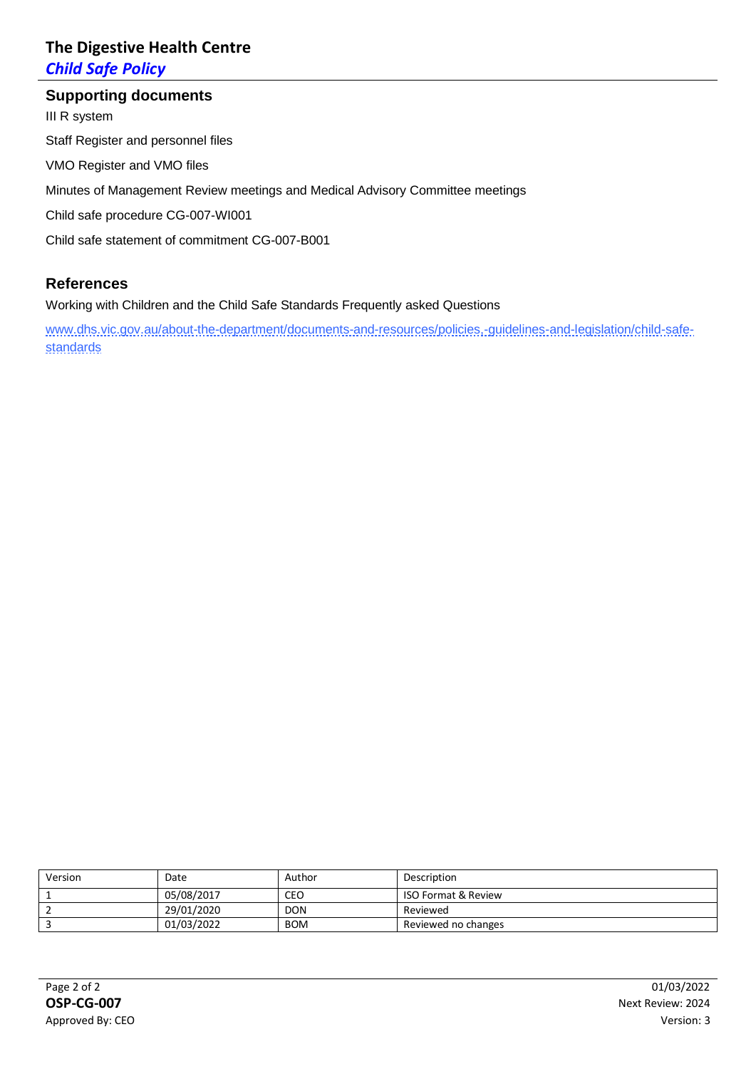## Supporting documents

III R system

Staff Register and personnel files

VMO Register and VMO files

Minutes of Management Review meetings and Medical Advisory Committee meetings

Child safe procedure CG-007-WI001

Child safe statement of commitment CG-007-B001

## References

Working with Children and the Child Safe Standards Frequently asked Questions

www.dhs.vic.gov.au/about-the-department/documents-and-resources/policies,-guidelines-and-legislation/child-safe-standards

| Version | Date | Author | Description |
|---|---|---|---|
| 1 | 05/08/2017 | CEO | ISO Format & Review |
| 2 | 29/01/2020 | DON | Reviewed |
| 3 | 01/03/2022 | BOM | Reviewed no changes |